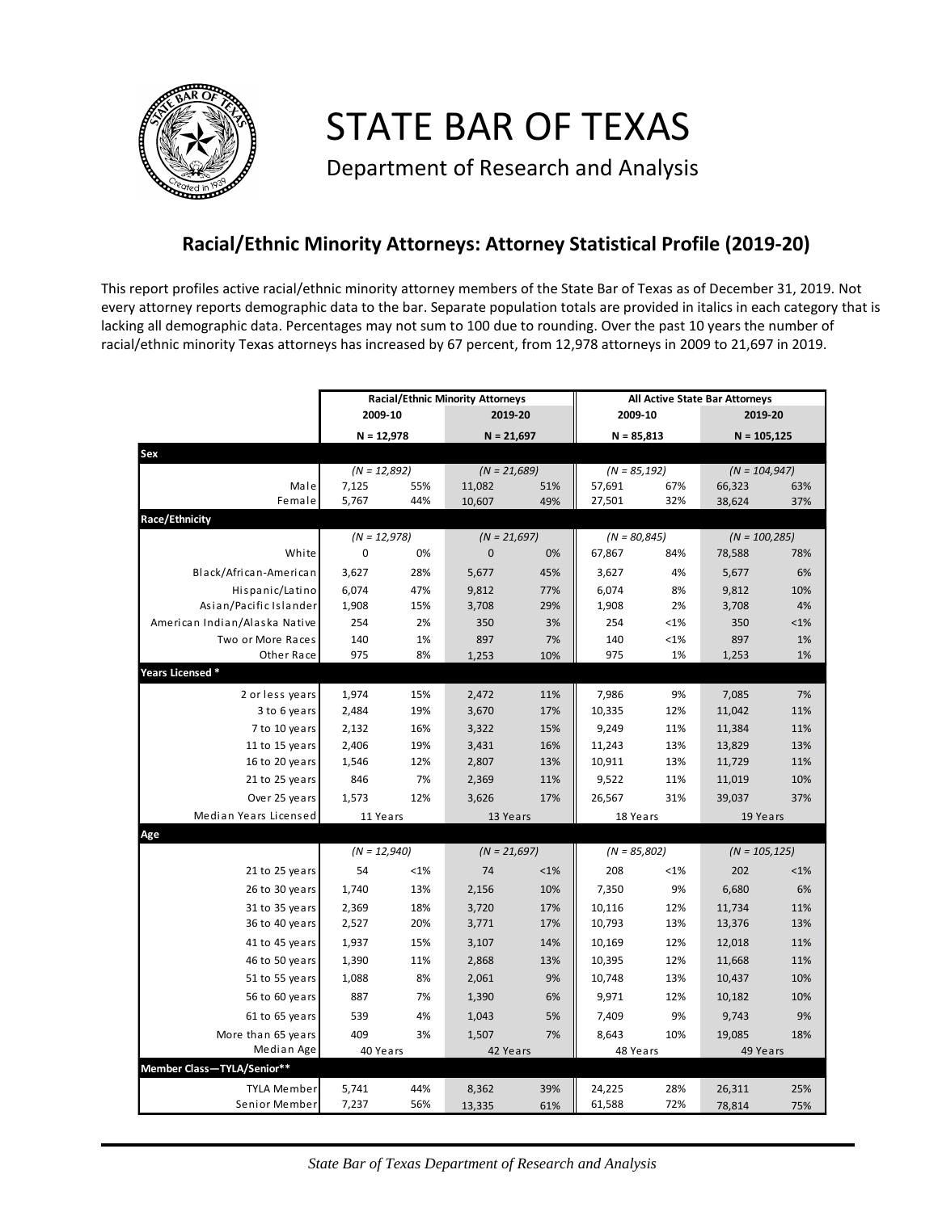# STATE BAR OF TEXAS

Department of Research and Analysis

## Racial/Ethnic Minority Attorneys: Attorney Statistical Profile (2019-20)

This report profiles active racial/ethnic minority attorney members of the State Bar of Texas as of December 31, 2019. Not every attorney reports demographic data to the bar. Separate population totals are provided in italics in each category that is lacking all demographic data. Percentages may not sum to 100 due to rounding. Over the past 10 years the number of racial/ethnic minority Texas attorneys has increased by 67 percent, from 12,978 attorneys in 2009 to 21,697 in 2019.

| | Racial/Ethnic Minority Attorneys | | | | All Active State Bar Attorneys | | | |
|---|---|---|---|---|---|---|---|---|
| | 2009-10 | | 2019-20 | | 2009-10 | | 2019-20 | |
| | N = 12,978 | | N = 21,697 | | N = 85,813 | | N = 105,125 | |
| **Sex** | | | | | | | | |
| | *(N = 12,892)* | | *(N = 21,689)* | | *(N = 85,192)* | | *(N = 104,947)* | |
| Male | 7,125 | 55% | 11,082 | 51% | 57,691 | 67% | 66,323 | 63% |
| Female | 5,767 | 44% | 10,607 | 49% | 27,501 | 32% | 38,624 | 37% |
| **Race/Ethnicity** | | | | | | | | |
| | *(N = 12,978)* | | *(N = 21,697)* | | *(N = 80,845)* | | *(N = 100,285)* | |
| White | 0 | 0% | 0 | 0% | 67,867 | 84% | 78,588 | 78% |
| Black/African-American | 3,627 | 28% | 5,677 | 45% | 3,627 | 4% | 5,677 | 6% |
| Hispanic/Latino | 6,074 | 47% | 9,812 | 77% | 6,074 | 8% | 9,812 | 10% |
| Asian/Pacific Islander | 1,908 | 15% | 3,708 | 29% | 1,908 | 2% | 3,708 | 4% |
| American Indian/Alaska Native | 254 | 2% | 350 | 3% | 254 | <1% | 350 | <1% |
| Two or More Races | 140 | 1% | 897 | 7% | 140 | <1% | 897 | 1% |
| Other Race | 975 | 8% | 1,253 | 10% | 975 | 1% | 1,253 | 1% |
| **Years Licensed \*** | | | | | | | | |
| 2 or less years | 1,974 | 15% | 2,472 | 11% | 7,986 | 9% | 7,085 | 7% |
| 3 to 6 years | 2,484 | 19% | 3,670 | 17% | 10,335 | 12% | 11,042 | 11% |
| 7 to 10 years | 2,132 | 16% | 3,322 | 15% | 9,249 | 11% | 11,384 | 11% |
| 11 to 15 years | 2,406 | 19% | 3,431 | 16% | 11,243 | 13% | 13,829 | 13% |
| 16 to 20 years | 1,546 | 12% | 2,807 | 13% | 10,911 | 13% | 11,729 | 11% |
| 21 to 25 years | 846 | 7% | 2,369 | 11% | 9,522 | 11% | 11,019 | 10% |
| Over 25 years | 1,573 | 12% | 3,626 | 17% | 26,567 | 31% | 39,037 | 37% |
| Median Years Licensed | 11 Years | | 13 Years | | 18 Years | | 19 Years | |
| **Age** | | | | | | | | |
| | *(N = 12,940)* | | *(N = 21,697)* | | *(N = 85,802)* | | *(N = 105,125)* | |
| 21 to 25 years | 54 | <1% | 74 | <1% | 208 | <1% | 202 | <1% |
| 26 to 30 years | 1,740 | 13% | 2,156 | 10% | 7,350 | 9% | 6,680 | 6% |
| 31 to 35 years | 2,369 | 18% | 3,720 | 17% | 10,116 | 12% | 11,734 | 11% |
| 36 to 40 years | 2,527 | 20% | 3,771 | 17% | 10,793 | 13% | 13,376 | 13% |
| 41 to 45 years | 1,937 | 15% | 3,107 | 14% | 10,169 | 12% | 12,018 | 11% |
| 46 to 50 years | 1,390 | 11% | 2,868 | 13% | 10,395 | 12% | 11,668 | 11% |
| 51 to 55 years | 1,088 | 8% | 2,061 | 9% | 10,748 | 13% | 10,437 | 10% |
| 56 to 60 years | 887 | 7% | 1,390 | 6% | 9,971 | 12% | 10,182 | 10% |
| 61 to 65 years | 539 | 4% | 1,043 | 5% | 7,409 | 9% | 9,743 | 9% |
| More than 65 years | 409 | 3% | 1,507 | 7% | 8,643 | 10% | 19,085 | 18% |
| Median Age | 40 Years | | 42 Years | | 48 Years | | 49 Years | |
| **Member Class—TYLA/Senior\*\*** | | | | | | | | |
| TYLA Member | 5,741 | 44% | 8,362 | 39% | 24,225 | 28% | 26,311 | 25% |
| Senior Member | 7,237 | 56% | 13,335 | 61% | 61,588 | 72% | 78,814 | 75% |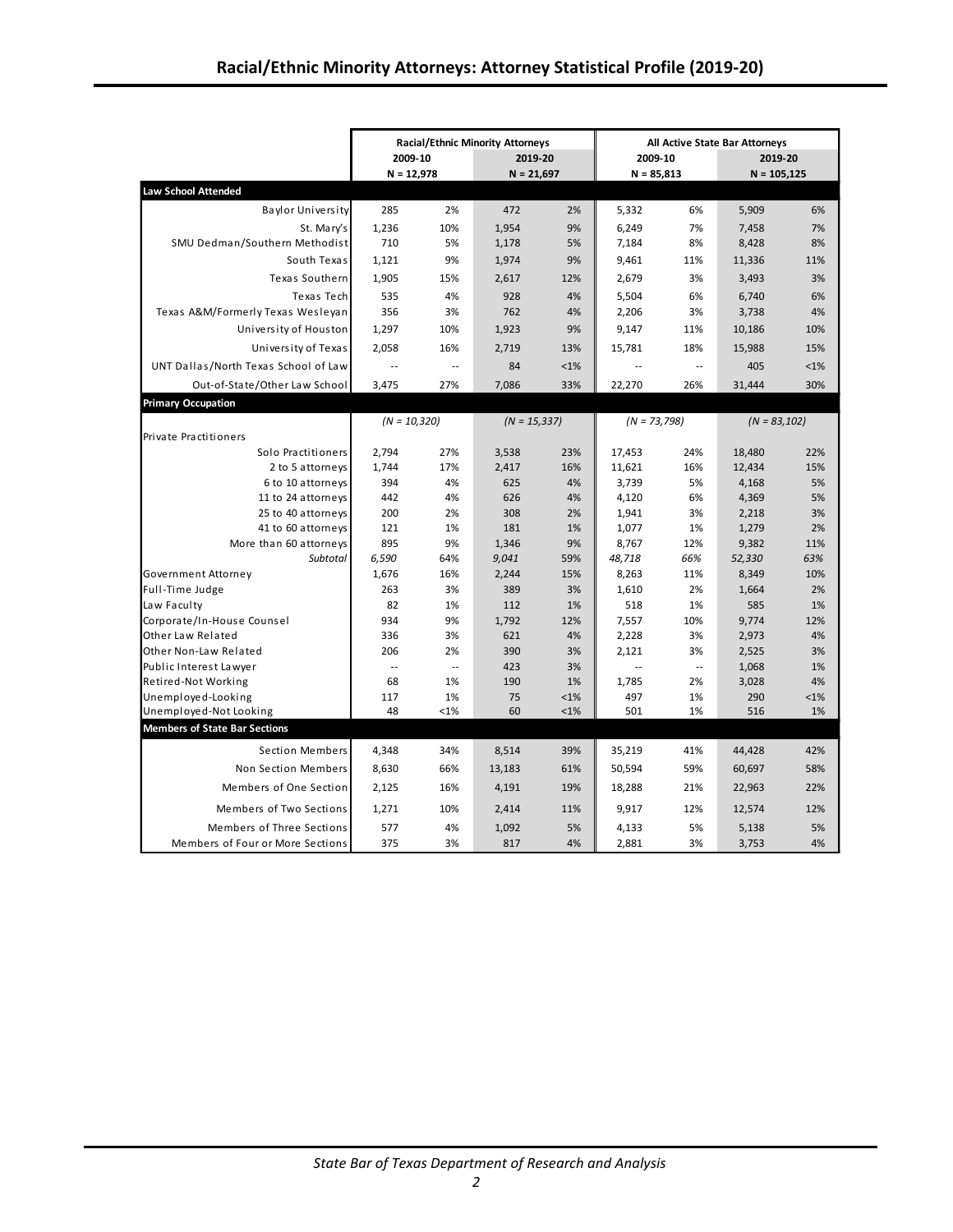# Racial/Ethnic Minority Attorneys: Attorney Statistical Profile (2019-20)

| | Racial/Ethnic Minority Attorneys | | | | All Active State Bar Attorneys | | | |
|---|---|---|---|---|---|---|---|---|
| | 2009-10 | | 2019-20 | | 2009-10 | | 2019-20 | |
| | N = 12,978 | | N = 21,697 | | N = 85,813 | | N = 105,125 | |
| **Law School Attended** | | | | | | | | |
| Baylor University | 285 | 2% | 472 | 2% | 5,332 | 6% | 5,909 | 6% |
| St. Mary's | 1,236 | 10% | 1,954 | 9% | 6,249 | 7% | 7,458 | 7% |
| SMU Dedman/Southern Methodist | 710 | 5% | 1,178 | 5% | 7,184 | 8% | 8,428 | 8% |
| South Texas | 1,121 | 9% | 1,974 | 9% | 9,461 | 11% | 11,336 | 11% |
| Texas Southern | 1,905 | 15% | 2,617 | 12% | 2,679 | 3% | 3,493 | 3% |
| Texas Tech | 535 | 4% | 928 | 4% | 5,504 | 6% | 6,740 | 6% |
| Texas A&M/Formerly Texas Wesleyan | 356 | 3% | 762 | 4% | 2,206 | 3% | 3,738 | 4% |
| University of Houston | 1,297 | 10% | 1,923 | 9% | 9,147 | 11% | 10,186 | 10% |
| University of Texas | 2,058 | 16% | 2,719 | 13% | 15,781 | 18% | 15,988 | 15% |
| UNT Dallas/North Texas School of Law | -- | -- | 84 | <1% | -- | -- | 405 | <1% |
| Out-of-State/Other Law School | 3,475 | 27% | 7,086 | 33% | 22,270 | 26% | 31,444 | 30% |
| **Primary Occupation** | | | | | | | | |
| | *(N = 10,320)* | | *(N = 15,337)* | | *(N = 73,798)* | | *(N = 83,102)* | |
| Private Practitioners | | | | | | | | |
| Solo Practitioners | 2,794 | 27% | 3,538 | 23% | 17,453 | 24% | 18,480 | 22% |
| 2 to 5 attorneys | 1,744 | 17% | 2,417 | 16% | 11,621 | 16% | 12,434 | 15% |
| 6 to 10 attorneys | 394 | 4% | 625 | 4% | 3,739 | 5% | 4,168 | 5% |
| 11 to 24 attorneys | 442 | 4% | 626 | 4% | 4,120 | 6% | 4,369 | 5% |
| 25 to 40 attorneys | 200 | 2% | 308 | 2% | 1,941 | 3% | 2,218 | 3% |
| 41 to 60 attorneys | 121 | 1% | 181 | 1% | 1,077 | 1% | 1,279 | 2% |
| More than 60 attorneys | 895 | 9% | 1,346 | 9% | 8,767 | 12% | 9,382 | 11% |
| *Subtotal* | *6,590* | *64%* | *9,041* | *59%* | *48,718* | *66%* | *52,330* | *63%* |
| Government Attorney | 1,676 | 16% | 2,244 | 15% | 8,263 | 11% | 8,349 | 10% |
| Full-Time Judge | 263 | 3% | 389 | 3% | 1,610 | 2% | 1,664 | 2% |
| Law Faculty | 82 | 1% | 112 | 1% | 518 | 1% | 585 | 1% |
| Corporate/In-House Counsel | 934 | 9% | 1,792 | 12% | 7,557 | 10% | 9,774 | 12% |
| Other Law Related | 336 | 3% | 621 | 4% | 2,228 | 3% | 2,973 | 4% |
| Other Non-Law Related | 206 | 2% | 390 | 3% | 2,121 | 3% | 2,525 | 3% |
| Public Interest Lawyer | -- | -- | 423 | 3% | -- | -- | 1,068 | 1% |
| Retired-Not Working | 68 | 1% | 190 | 1% | 1,785 | 2% | 3,028 | 4% |
| Unemployed-Looking | 117 | 1% | 75 | <1% | 497 | 1% | 290 | <1% |
| Unemployed-Not Looking | 48 | <1% | 60 | <1% | 501 | 1% | 516 | 1% |
| **Members of State Bar Sections** | | | | | | | | |
| Section Members | 4,348 | 34% | 8,514 | 39% | 35,219 | 41% | 44,428 | 42% |
| Non Section Members | 8,630 | 66% | 13,183 | 61% | 50,594 | 59% | 60,697 | 58% |
| Members of One Section | 2,125 | 16% | 4,191 | 19% | 18,288 | 21% | 22,963 | 22% |
| Members of Two Sections | 1,271 | 10% | 2,414 | 11% | 9,917 | 12% | 12,574 | 12% |
| Members of Three Sections | 577 | 4% | 1,092 | 5% | 4,133 | 5% | 5,138 | 5% |
| Members of Four or More Sections | 375 | 3% | 817 | 4% | 2,881 | 3% | 3,753 | 4% |

*State Bar of Texas Department of Research and Analysis*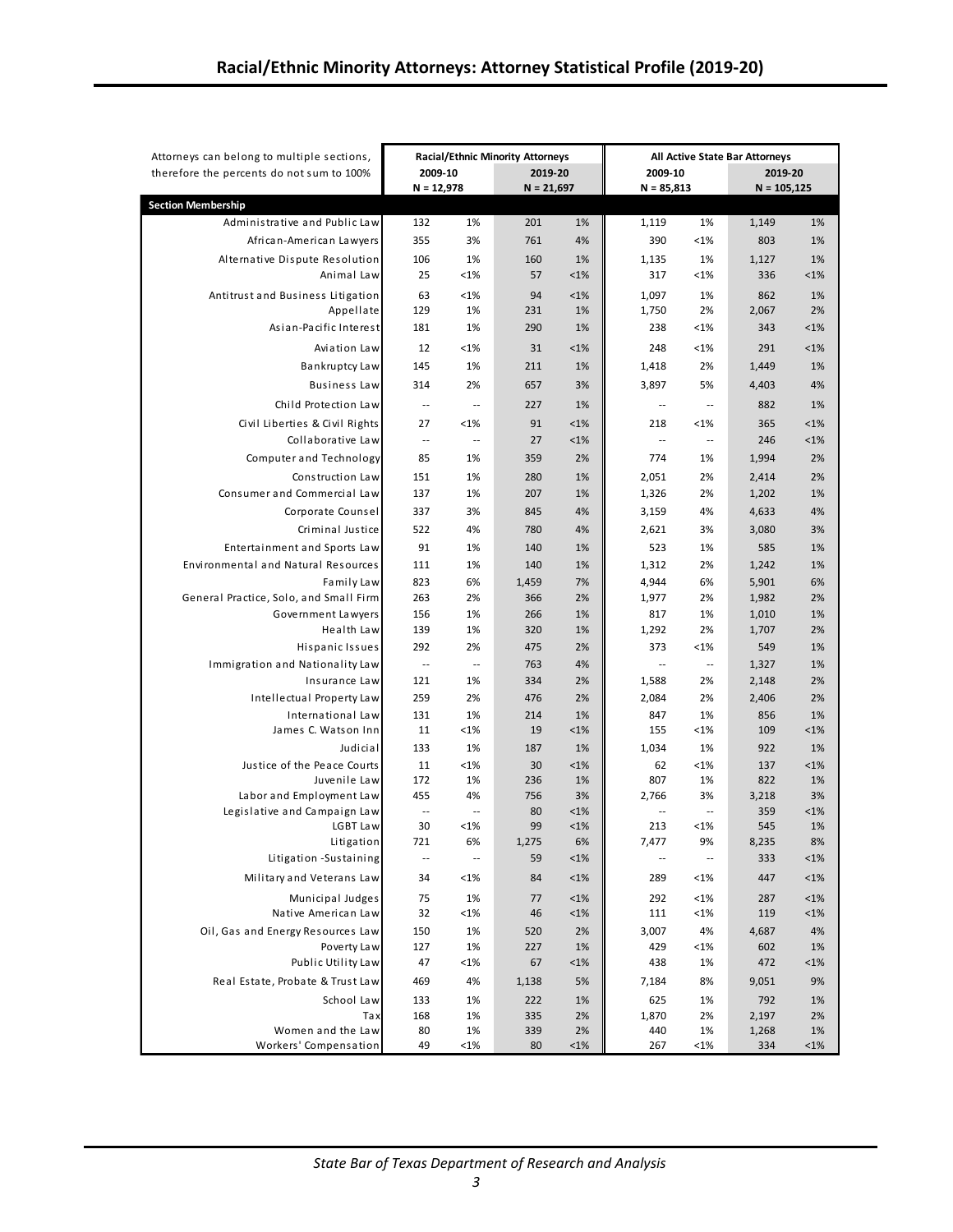# Racial/Ethnic Minority Attorneys: Attorney Statistical Profile (2019-20)

| Attorneys can belong to multiple sections, therefore the percents do not sum to 100% | Racial/Ethnic Minority Attorneys | | | | All Active State Bar Attorneys | | | |
|---|---|---|---|---|---|---|---|---|
| | 2009-10 N = 12,978 | | 2019-20 N = 21,697 | | 2009-10 N = 85,813 | | 2019-20 N = 105,125 | |
| **Section Membership** | | | | | | | | |
| Administrative and Public Law | 132 | 1% | 201 | 1% | 1,119 | 1% | 1,149 | 1% |
| African-American Lawyers | 355 | 3% | 761 | 4% | 390 | <1% | 803 | 1% |
| Alternative Dispute Resolution | 106 | 1% | 160 | 1% | 1,135 | 1% | 1,127 | 1% |
| Animal Law | 25 | <1% | 57 | <1% | 317 | <1% | 336 | <1% |
| Antitrust and Business Litigation | 63 | <1% | 94 | <1% | 1,097 | 1% | 862 | 1% |
| Appellate | 129 | 1% | 231 | 1% | 1,750 | 2% | 2,067 | 2% |
| Asian-Pacific Interest | 181 | 1% | 290 | 1% | 238 | <1% | 343 | <1% |
| Aviation Law | 12 | <1% | 31 | <1% | 248 | <1% | 291 | <1% |
| Bankruptcy Law | 145 | 1% | 211 | 1% | 1,418 | 2% | 1,449 | 1% |
| Business Law | 314 | 2% | 657 | 3% | 3,897 | 5% | 4,403 | 4% |
| Child Protection Law | -- | -- | 227 | 1% | -- | -- | 882 | 1% |
| Civil Liberties & Civil Rights | 27 | <1% | 91 | <1% | 218 | <1% | 365 | <1% |
| Collaborative Law | -- | -- | 27 | <1% | -- | -- | 246 | <1% |
| Computer and Technology | 85 | 1% | 359 | 2% | 774 | 1% | 1,994 | 2% |
| Construction Law | 151 | 1% | 280 | 1% | 2,051 | 2% | 2,414 | 2% |
| Consumer and Commercial Law | 137 | 1% | 207 | 1% | 1,326 | 2% | 1,202 | 1% |
| Corporate Counsel | 337 | 3% | 845 | 4% | 3,159 | 4% | 4,633 | 4% |
| Criminal Justice | 522 | 4% | 780 | 4% | 2,621 | 3% | 3,080 | 3% |
| Entertainment and Sports Law | 91 | 1% | 140 | 1% | 523 | 1% | 585 | 1% |
| Environmental and Natural Resources | 111 | 1% | 140 | 1% | 1,312 | 2% | 1,242 | 1% |
| Family Law | 823 | 6% | 1,459 | 7% | 4,944 | 6% | 5,901 | 6% |
| General Practice, Solo, and Small Firm | 263 | 2% | 366 | 2% | 1,977 | 2% | 1,982 | 2% |
| Government Lawyers | 156 | 1% | 266 | 1% | 817 | 1% | 1,010 | 1% |
| Health Law | 139 | 1% | 320 | 1% | 1,292 | 2% | 1,707 | 2% |
| Hispanic Issues | 292 | 2% | 475 | 2% | 373 | <1% | 549 | 1% |
| Immigration and Nationality Law | -- | -- | 763 | 4% | -- | -- | 1,327 | 1% |
| Insurance Law | 121 | 1% | 334 | 2% | 1,588 | 2% | 2,148 | 2% |
| Intellectual Property Law | 259 | 2% | 476 | 2% | 2,084 | 2% | 2,406 | 2% |
| International Law | 131 | 1% | 214 | 1% | 847 | 1% | 856 | 1% |
| James C. Watson Inn | 11 | <1% | 19 | <1% | 155 | <1% | 109 | <1% |
| Judicial | 133 | 1% | 187 | 1% | 1,034 | 1% | 922 | 1% |
| Justice of the Peace Courts | 11 | <1% | 30 | <1% | 62 | <1% | 137 | <1% |
| Juvenile Law | 172 | 1% | 236 | 1% | 807 | 1% | 822 | 1% |
| Labor and Employment Law | 455 | 4% | 756 | 3% | 2,766 | 3% | 3,218 | 3% |
| Legislative and Campaign Law | -- | -- | 80 | <1% | -- | -- | 359 | <1% |
| LGBT Law | 30 | <1% | 99 | <1% | 213 | <1% | 545 | 1% |
| Litigation | 721 | 6% | 1,275 | 6% | 7,477 | 9% | 8,235 | 8% |
| Litigation -Sustaining | -- | -- | 59 | <1% | -- | -- | 333 | <1% |
| Military and Veterans Law | 34 | <1% | 84 | <1% | 289 | <1% | 447 | <1% |
| Municipal Judges | 75 | 1% | 77 | <1% | 292 | <1% | 287 | <1% |
| Native American Law | 32 | <1% | 46 | <1% | 111 | <1% | 119 | <1% |
| Oil, Gas and Energy Resources Law | 150 | 1% | 520 | 2% | 3,007 | 4% | 4,687 | 4% |
| Poverty Law | 127 | 1% | 227 | 1% | 429 | <1% | 602 | 1% |
| Public Utility Law | 47 | <1% | 67 | <1% | 438 | 1% | 472 | <1% |
| Real Estate, Probate & Trust Law | 469 | 4% | 1,138 | 5% | 7,184 | 8% | 9,051 | 9% |
| School Law | 133 | 1% | 222 | 1% | 625 | 1% | 792 | 1% |
| Tax | 168 | 1% | 335 | 2% | 1,870 | 2% | 2,197 | 2% |
| Women and the Law | 80 | 1% | 339 | 2% | 440 | 1% | 1,268 | 1% |
| Workers' Compensation | 49 | <1% | 80 | <1% | 267 | <1% | 334 | <1% |

*State Bar of Texas Department of Research and Analysis*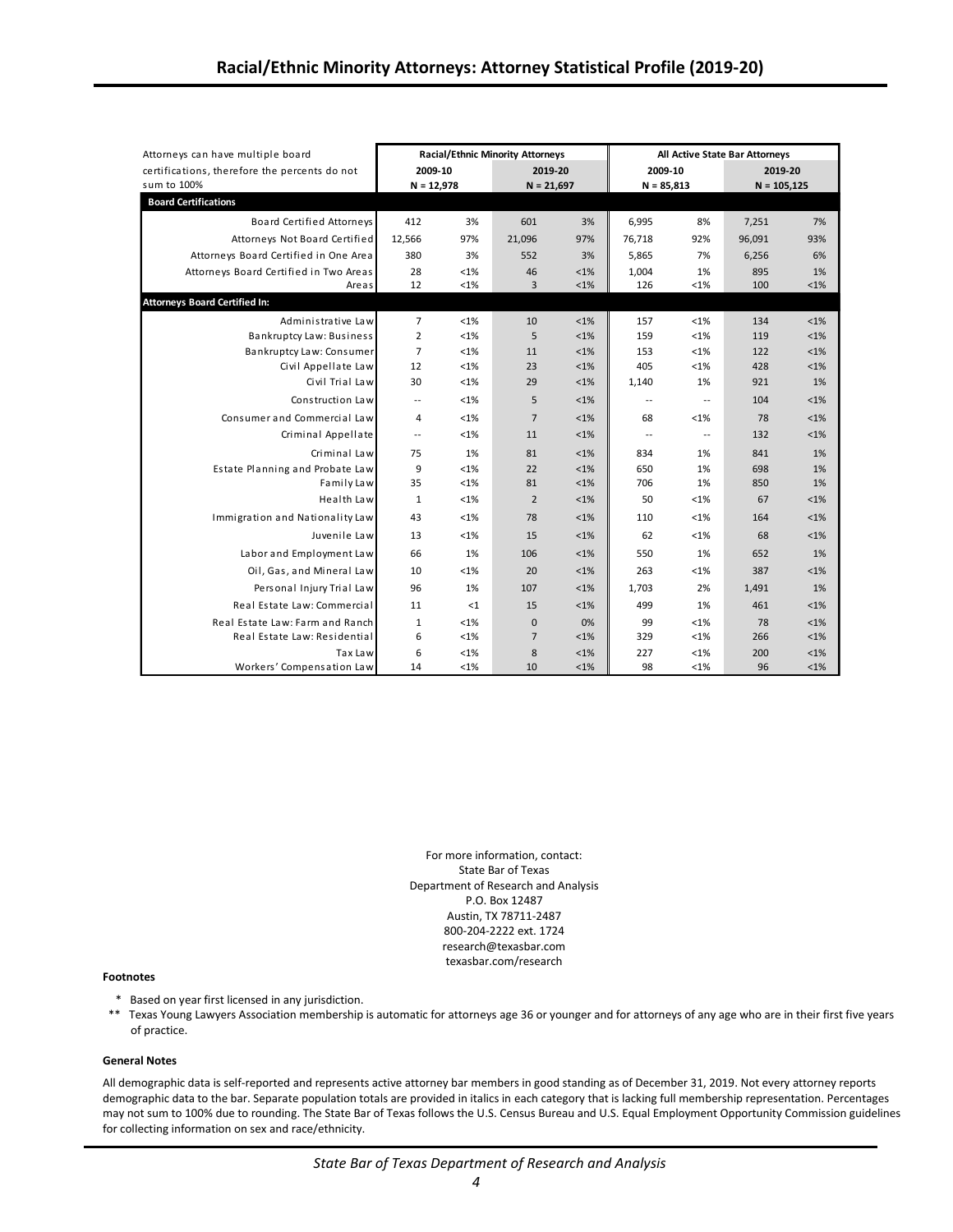# Racial/Ethnic Minority Attorneys: Attorney Statistical Profile (2019-20)

| Attorneys can have multiple board certifications, therefore the percents do not sum to 100% | Racial/Ethnic Minority Attorneys | | | | All Active State Bar Attorneys | | | |
|---|---|---|---|---|---|---|---|---|
| | 2009-10 N = 12,978 | | 2019-20 N = 21,697 | | 2009-10 N = 85,813 | | 2019-20 N = 105,125 | |
| **Board Certifications** | | | | | | | | |
| Board Certified Attorneys | 412 | 3% | 601 | 3% | 6,995 | 8% | 7,251 | 7% |
| Attorneys Not Board Certified | 12,566 | 97% | 21,096 | 97% | 76,718 | 92% | 96,091 | 93% |
| Attorneys Board Certified in One Area | 380 | 3% | 552 | 3% | 5,865 | 7% | 6,256 | 6% |
| Attorneys Board Certified in Two Areas | 28 | <1% | 46 | <1% | 1,004 | 1% | 895 | 1% |
| Areas | 12 | <1% | 3 | <1% | 126 | <1% | 100 | <1% |
| **Attorneys Board Certified In:** | | | | | | | | |
| Administrative Law | 7 | <1% | 10 | <1% | 157 | <1% | 134 | <1% |
| Bankruptcy Law: Business | 2 | <1% | 5 | <1% | 159 | <1% | 119 | <1% |
| Bankruptcy Law: Consumer | 7 | <1% | 11 | <1% | 153 | <1% | 122 | <1% |
| Civil Appellate Law | 12 | <1% | 23 | <1% | 405 | <1% | 428 | <1% |
| Civil Trial Law | 30 | <1% | 29 | <1% | 1,140 | 1% | 921 | 1% |
| Construction Law | -- | <1% | 5 | <1% | -- | -- | 104 | <1% |
| Consumer and Commercial Law | 4 | <1% | 7 | <1% | 68 | <1% | 78 | <1% |
| Criminal Appellate | -- | <1% | 11 | <1% | -- | -- | 132 | <1% |
| Criminal Law | 75 | 1% | 81 | <1% | 834 | 1% | 841 | 1% |
| Estate Planning and Probate Law | 9 | <1% | 22 | <1% | 650 | 1% | 698 | 1% |
| Family Law | 35 | <1% | 81 | <1% | 706 | 1% | 850 | 1% |
| Health Law | 1 | <1% | 2 | <1% | 50 | <1% | 67 | <1% |
| Immigration and Nationality Law | 43 | <1% | 78 | <1% | 110 | <1% | 164 | <1% |
| Juvenile Law | 13 | <1% | 15 | <1% | 62 | <1% | 68 | <1% |
| Labor and Employment Law | 66 | 1% | 106 | <1% | 550 | 1% | 652 | 1% |
| Oil, Gas, and Mineral Law | 10 | <1% | 20 | <1% | 263 | <1% | 387 | <1% |
| Personal Injury Trial Law | 96 | 1% | 107 | <1% | 1,703 | 2% | 1,491 | 1% |
| Real Estate Law: Commercial | 11 | <1 | 15 | <1% | 499 | 1% | 461 | <1% |
| Real Estate Law: Farm and Ranch | 1 | <1% | 0 | 0% | 99 | <1% | 78 | <1% |
| Real Estate Law: Residential | 6 | <1% | 7 | <1% | 329 | <1% | 266 | <1% |
| Tax Law | 6 | <1% | 8 | <1% | 227 | <1% | 200 | <1% |
| Workers' Compensation Law | 14 | <1% | 10 | <1% | 98 | <1% | 96 | <1% |

For more information, contact:
State Bar of Texas
Department of Research and Analysis
P.O. Box 12487
Austin, TX 78711-2487
800-204-2222 ext. 1724
research@texasbar.com
texasbar.com/research

**Footnotes**

\* Based on year first licensed in any jurisdiction.

\*\* Texas Young Lawyers Association membership is automatic for attorneys age 36 or younger and for attorneys of any age who are in their first five years of practice.

**General Notes**

All demographic data is self-reported and represents active attorney bar members in good standing as of December 31, 2019. Not every attorney reports demographic data to the bar. Separate population totals are provided in italics in each category that is lacking full membership representation. Percentages may not sum to 100% due to rounding. The State Bar of Texas follows the U.S. Census Bureau and U.S. Equal Employment Opportunity Commission guidelines for collecting information on sex and race/ethnicity.

*State Bar of Texas Department of Research and Analysis*